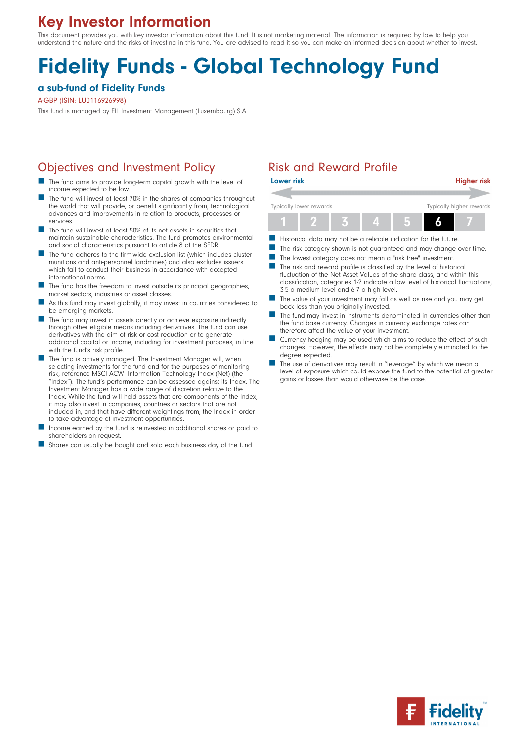# Key Investor Information

This document provides you with key investor information about this fund. It is not marketing material. The information is required by law to help you understand the nature and the risks of investing in this fund. You are advised to read it so you can make an informed decision about whether to invest.

# Fidelity Funds - Global Technology Fund

### a sub-fund of Fidelity Funds

A-GBP (ISIN: LU0116926998)

This fund is managed by FIL Investment Management (Luxembourg) S.A.

## Objectives and Investment Policy

- The fund aims to provide long-term capital growth with the level of income expected to be low.
- The fund will invest at least 70% in the shares of companies throughout the world that will provide, or benefit significantly from, technological advances and improvements in relation to products, processes or services.
- The fund will invest at least 50% of its net assets in securities that maintain sustainable characteristics. The fund promotes environmental and social characteristics pursuant to article 8 of the SFDR.
- The fund adheres to the firm-wide exclusion list (which includes cluster munitions and anti-personnel landmines) and also excludes issuers which fail to conduct their business in accordance with accepted international norms.
- The fund has the freedom to invest outside its principal geographies, market sectors, industries or asset classes.
- As this fund may invest globally, it may invest in countries considered to be emerging markets.
- The fund may invest in assets directly or achieve exposure indirectly through other eligible means including derivatives. The fund can use derivatives with the aim of risk or cost reduction or to generate additional capital or income, including for investment purposes, in line with the fund's risk profile.
- The fund is actively managed. The Investment Manager will, when selecting investments for the fund and for the purposes of monitoring risk, reference MSCI ACWI Information Technology Index (Net) (the "Index"). The fund's performance can be assessed against its Index. The Investment Manager has a wide range of discretion relative to the Index. While the fund will hold assets that are components of the Index, it may also invest in companies, countries or sectors that are not included in, and that have different weightings from, the Index in order to take advantage of investment opportunities.
- Income earned by the fund is reinvested in additional shares or paid to shareholders on request.
- Shares can usually be bought and sold each business day of the fund.

## Risk and Reward Profile

Lower risk — Higher risk

Typically lower rewards — Typically higher rewards

1 2 3 4 5 **6** 7

- Historical data may not be a reliable indication for the future.
- The risk category shown is not guaranteed and may change over time.
- The lowest category does not mean a "risk free" investment.
- The risk and reward profile is classified by the level of historical fluctuation of the Net Asset Values of the share class, and within this classification, categories 1-2 indicate a low level of historical fluctuations, 3-5 a medium level and 6-7 a high level.
- The value of your investment may fall as well as rise and you may get back less than you originally invested.
- The fund may invest in instruments denominated in currencies other than the fund base currency. Changes in currency exchange rates can therefore affect the value of your investment.
- Currency hedging may be used which aims to reduce the effect of such changes. However, the effects may not be completely eliminated to the degree expected.
- The use of derivatives may result in "leverage" by which we mean a level of exposure which could expose the fund to the potential of greater gains or losses than would otherwise be the case.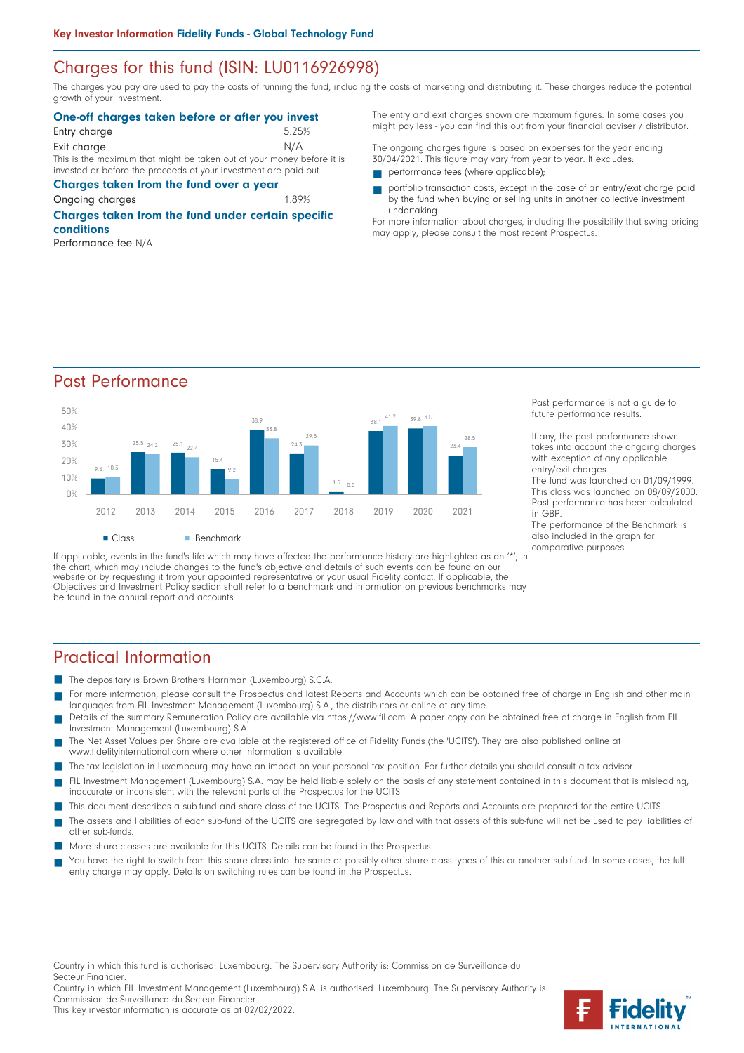## Charges for this fund (ISIN: LU0116926998)

The charges you pay are used to pay the costs of running the fund, including the costs of marketing and distributing it. These charges reduce the potential growth of your investment.

### One-off charges taken before or after you invest

| | |
|---|---|
| Entry charge | 5.25% |
| Exit charge | N/A |

This is the maximum that might be taken out of your money before it is invested or before the proceeds of your investment are paid out.

### Charges taken from the fund over a year

| | |
|---|---|
| Ongoing charges | 1.89% |

### Charges taken from the fund under certain specific conditions

Performance fee N/A

The entry and exit charges shown are maximum figures. In some cases you might pay less - you can find this out from your financial adviser / distributor.

The ongoing charges figure is based on expenses for the year ending 30/04/2021. This figure may vary from year to year. It excludes:

- performance fees (where applicable);
- portfolio transaction costs, except in the case of an entry/exit charge paid by the fund when buying or selling units in another collective investment undertaking.

For more information about charges, including the possibility that swing pricing may apply, please consult the most recent Prospectus.

## Past Performance

50%
40%
30%
20%
10%
0%

9.6 10.3
25.5 24.2
25.1 22.4
15.4 9.2
38.9 33.8
24.3 29.5
1.5 0.0
38.1 41.2
39.8 41.1
23.4 28.5

2012 2013 2014 2015 2016 2017 2018 2019 2020 2021

Class Benchmark

If applicable, events in the fund's life which may have affected the performance history are highlighted as an '*'; in the chart, which may include changes to the fund's objective and details of such events can be found on our website or by requesting it from your appointed representative or your usual Fidelity contact. If applicable, the Objectives and Investment Policy section shall refer to a benchmark and information on previous benchmarks may be found in the annual report and accounts.

Past performance is not a guide to future performance results.

If any, the past performance shown takes into account the ongoing charges with exception of any applicable entry/exit charges.
The fund was launched on 01/09/1999. This class was launched on 08/09/2000.
Past performance has been calculated in GBP.
The performance of the Benchmark is also included in the graph for comparative purposes.

## Practical Information

- The depositary is Brown Brothers Harriman (Luxembourg) S.C.A.
- For more information, please consult the Prospectus and latest Reports and Accounts which can be obtained free of charge in English and other main languages from FIL Investment Management (Luxembourg) S.A., the distributors or online at any time.
- Details of the summary Remuneration Policy are available via https://www.fil.com. A paper copy can be obtained free of charge in English from FIL Investment Management (Luxembourg) S.A.
- The Net Asset Values per Share are available at the registered office of Fidelity Funds (the 'UCITS'). They are also published online at www.fidelityinternational.com where other information is available.
- The tax legislation in Luxembourg may have an impact on your personal tax position. For further details you should consult a tax advisor.
- FIL Investment Management (Luxembourg) S.A. may be held liable solely on the basis of any statement contained in this document that is misleading, inaccurate or inconsistent with the relevant parts of the Prospectus for the UCITS.
- This document describes a sub-fund and share class of the UCITS. The Prospectus and Reports and Accounts are prepared for the entire UCITS.
- The assets and liabilities of each sub-fund of the UCITS are segregated by law and with that assets of this sub-fund will not be used to pay liabilities of other sub-funds.
- More share classes are available for this UCITS. Details can be found in the Prospectus.
- You have the right to switch from this share class into the same or possibly other share class types of this or another sub-fund. In some cases, the full entry charge may apply. Details on switching rules can be found in the Prospectus.

Country in which this fund is authorised: Luxembourg. The Supervisory Authority is: Commission de Surveillance du Secteur Financier.
Country in which FIL Investment Management (Luxembourg) S.A. is authorised: Luxembourg. The Supervisory Authority is: Commission de Surveillance du Secteur Financier.
This key investor information is accurate as at 02/02/2022.